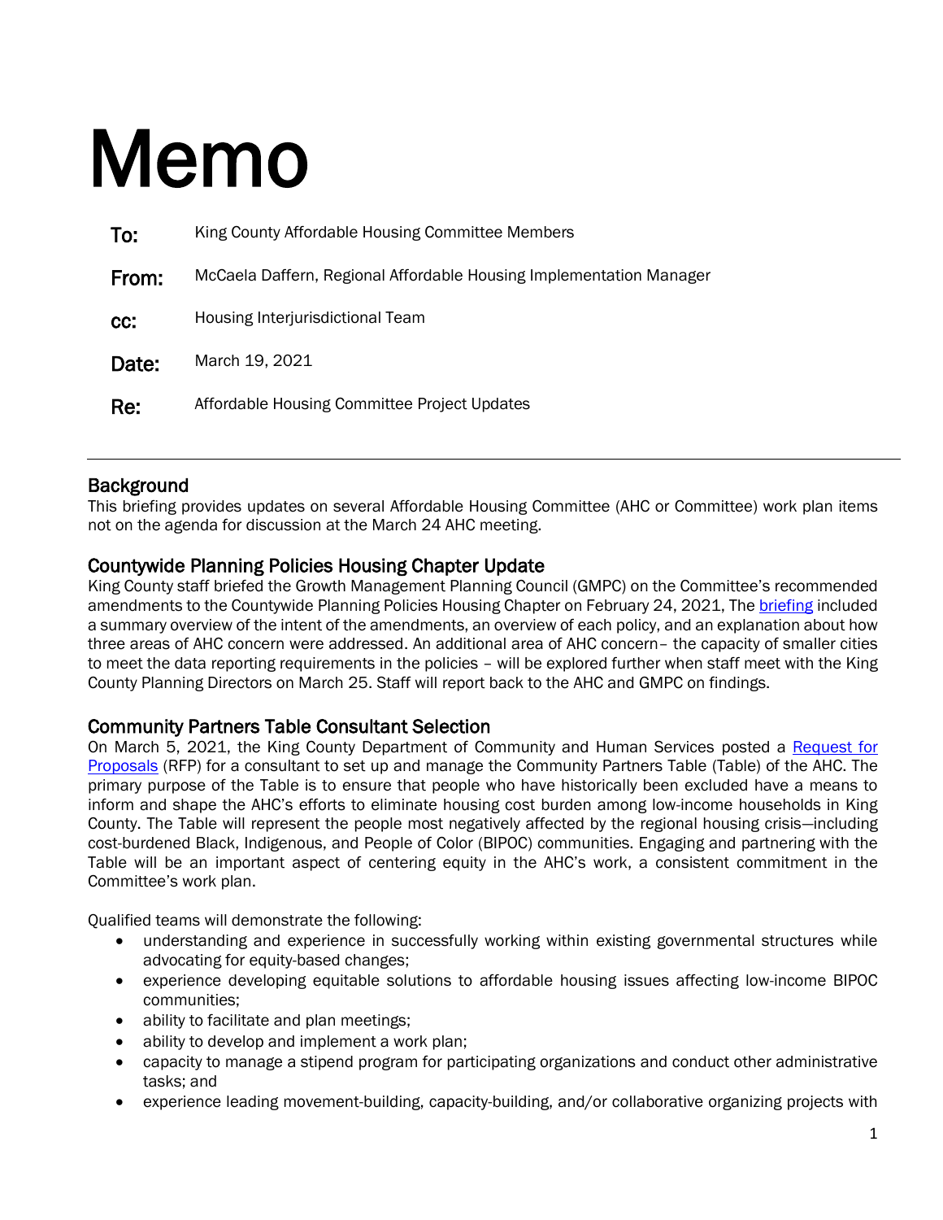# Memo

**To:** King County Affordable Housing Committee Members

**From:** McCaela Daffern, Regional Affordable Housing Implementation Manager

**cc:** Housing Interjurisdictional Team

**Date:** March 19, 2021

**Re:** Affordable Housing Committee Project Updates

---

## Background

This briefing provides updates on several Affordable Housing Committee (AHC or Committee) work plan items not on the agenda for discussion at the March 24 AHC meeting.

## Countywide Planning Policies Housing Chapter Update

King County staff briefed the Growth Management Planning Council (GMPC) on the Committee's recommended amendments to the Countywide Planning Policies Housing Chapter on February 24, 2021, The [briefing] included a summary overview of the intent of the amendments, an overview of each policy, and an explanation about how three areas of AHC concern were addressed. An additional area of AHC concern– the capacity of smaller cities to meet the data reporting requirements in the policies – will be explored further when staff meet with the King County Planning Directors on March 25. Staff will report back to the AHC and GMPC on findings.

## Community Partners Table Consultant Selection

On March 5, 2021, the King County Department of Community and Human Services posted a [Request for Proposals] (RFP) for a consultant to set up and manage the Community Partners Table (Table) of the AHC. The primary purpose of the Table is to ensure that people who have historically been excluded have a means to inform and shape the AHC's efforts to eliminate housing cost burden among low-income households in King County. The Table will represent the people most negatively affected by the regional housing crisis—including cost-burdened Black, Indigenous, and People of Color (BIPOC) communities. Engaging and partnering with the Table will be an important aspect of centering equity in the AHC's work, a consistent commitment in the Committee's work plan.

Qualified teams will demonstrate the following:

- understanding and experience in successfully working within existing governmental structures while advocating for equity-based changes;
- experience developing equitable solutions to affordable housing issues affecting low-income BIPOC communities;
- ability to facilitate and plan meetings;
- ability to develop and implement a work plan;
- capacity to manage a stipend program for participating organizations and conduct other administrative tasks; and
- experience leading movement-building, capacity-building, and/or collaborative organizing projects with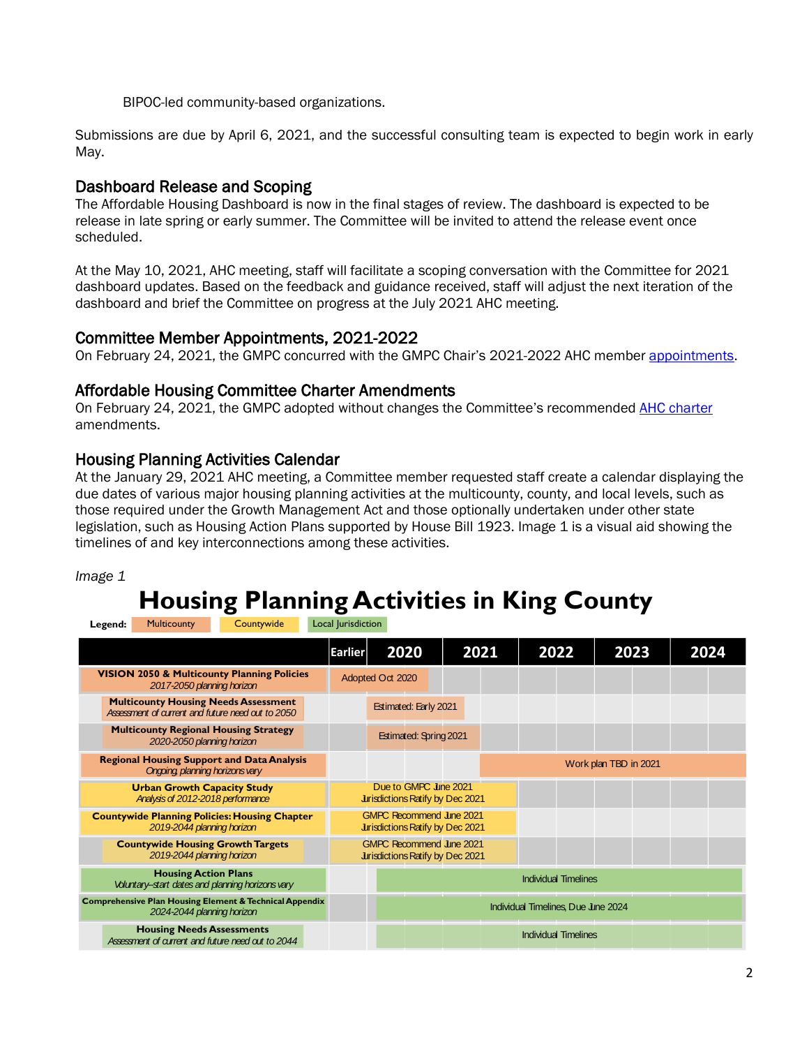BIPOC-led community-based organizations.

Submissions are due by April 6, 2021, and the successful consulting team is expected to begin work in early May.

## Dashboard Release and Scoping

The Affordable Housing Dashboard is now in the final stages of review. The dashboard is expected to be release in late spring or early summer. The Committee will be invited to attend the release event once scheduled.

At the May 10, 2021, AHC meeting, staff will facilitate a scoping conversation with the Committee for 2021 dashboard updates. Based on the feedback and guidance received, staff will adjust the next iteration of the dashboard and brief the Committee on progress at the July 2021 AHC meeting.

## Committee Member Appointments, 2021-2022

On February 24, 2021, the GMPC concurred with the GMPC Chair's 2021-2022 AHC member [appointments](#).

## Affordable Housing Committee Charter Amendments

On February 24, 2021, the GMPC adopted without changes the Committee's recommended [AHC charter](#) amendments.

## Housing Planning Activities Calendar

At the January 29, 2021 AHC meeting, a Committee member requested staff create a calendar displaying the due dates of various major housing planning activities at the multicounty, county, and local levels, such as those required under the Growth Management Act and those optionally undertaken under other state legislation, such as Housing Action Plans supported by House Bill 1923. Image 1 is a visual aid showing the timelines of and key interconnections among these activities.

*Image 1*

**Housing Planning Activities in King County**

Legend: Multicounty | Countywide | Local Jurisdiction

Earlier | 2020 | 2021 | 2022 | 2023 | 2024

**VISION 2050 & Multicounty Planning Policies** — *2017-2050 planning horizon* — Adopted Oct 2020

**Multicounty Housing Needs Assessment** — *Assessment of current and future need out to 2050* — Estimated: Early 2021

**Multicounty Regional Housing Strategy** — *2020-2050 planning horizon* — Estimated: Spring 2021

**Regional Housing Support and Data Analysis** — *Ongoing, planning horizons vary* — Work plan TBD in 2021

**Urban Growth Capacity Study** — *Analysis of 2012-2018 performance* — Due to GMPC June 2021, Jurisdictions Ratify by Dec 2021

**Countywide Planning Policies: Housing Chapter** — *2019-2044 planning horizon* — GMPC Recommend June 2021, Jurisdictions Ratify by Dec 2021

**Countywide Housing Growth Targets** — *2019-2044 planning horizon* — GMPC Recommend June 2021, Jurisdictions Ratify by Dec 2021

**Housing Action Plans** — *Voluntary–start dates and planning horizons vary* — Individual Timelines

**Comprehensive Plan Housing Element & Technical Appendix** — *2024-2044 planning horizon* — Individual Timelines, Due June 2024

**Housing Needs Assessments** — *Assessment of current and future need out to 2044* — Individual Timelines